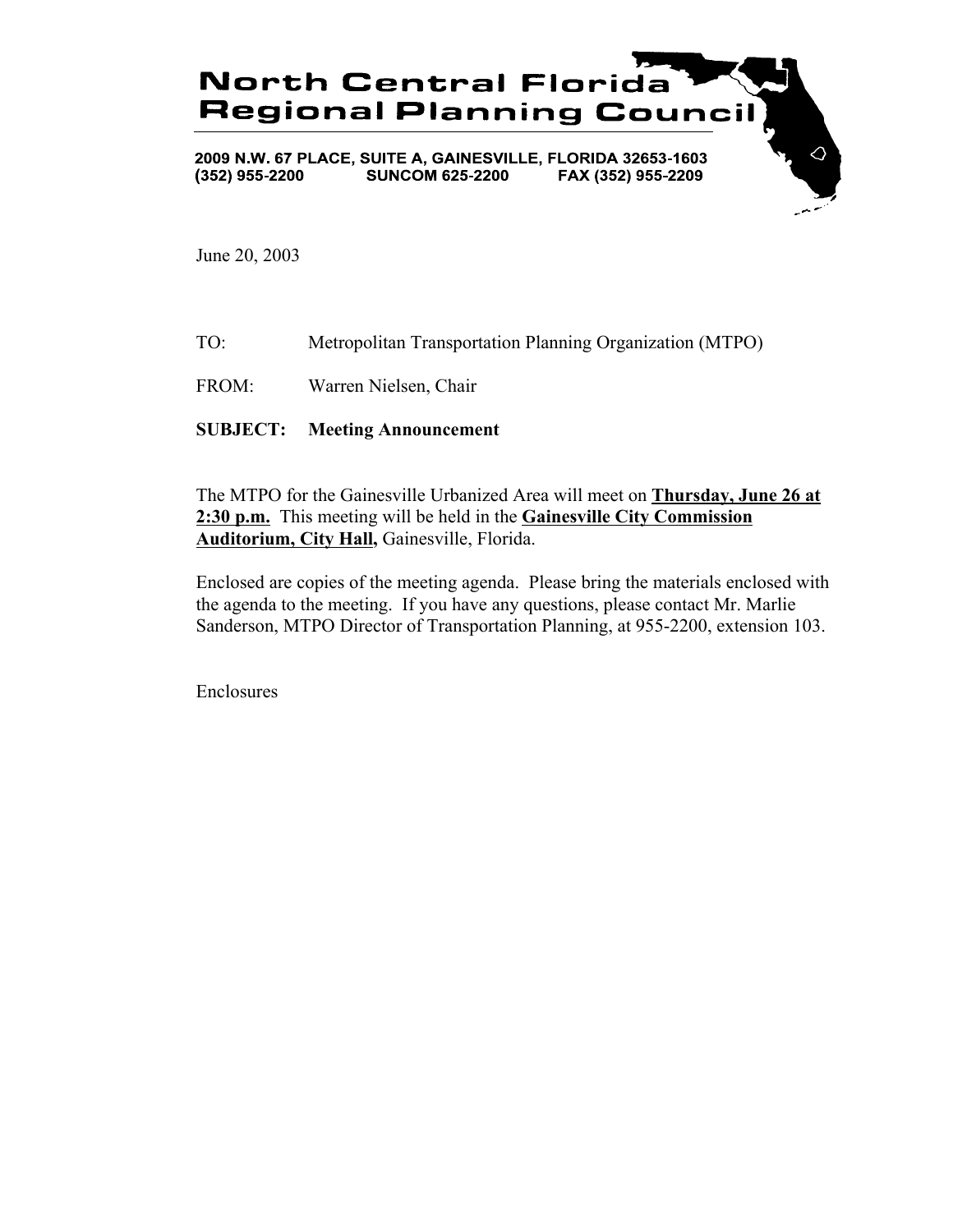# North Central Florida Regional Planning Council

2009 N.W. 67 PLACE, SUITE A, GAINESVILLE, FLORIDA 32653-1603
(352) 955-2200 SUNCOM 625-2200 FAX (352) 955-2209

June 20, 2003

TO: Metropolitan Transportation Planning Organization (MTPO)

FROM: Warren Nielsen, Chair

**SUBJECT: Meeting Announcement**

The MTPO for the Gainesville Urbanized Area will meet on **Thursday, June 26 at 2:30 p.m.** This meeting will be held in the **Gainesville City Commission Auditorium, City Hall,** Gainesville, Florida.

Enclosed are copies of the meeting agenda. Please bring the materials enclosed with the agenda to the meeting. If you have any questions, please contact Mr. Marlie Sanderson, MTPO Director of Transportation Planning, at 955-2200, extension 103.

Enclosures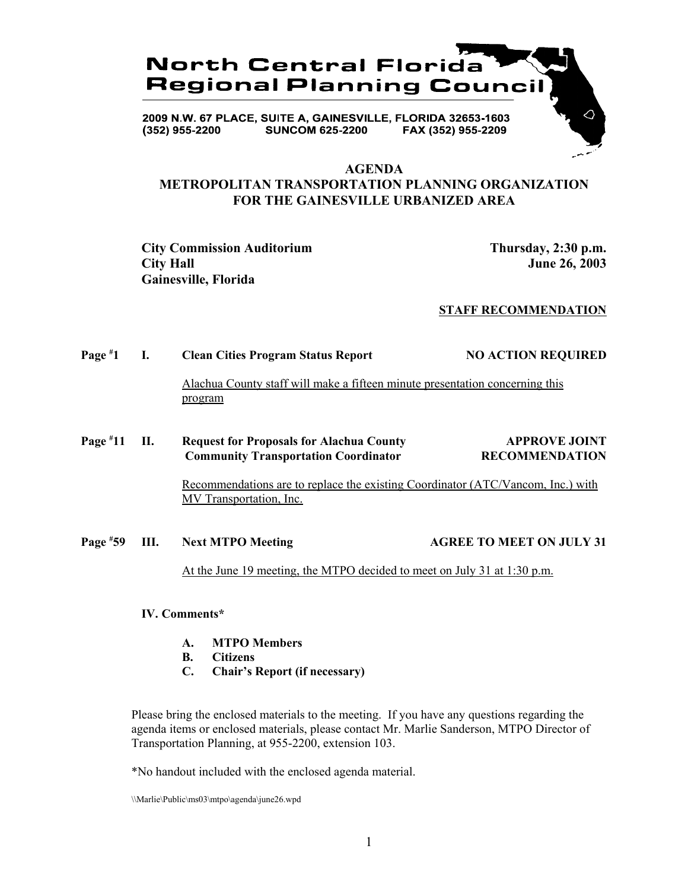# North Central Florida Regional Planning Council

2009 N.W. 67 PLACE, SUITE A, GAINESVILLE, FLORIDA 32653-1603
(352) 955-2200 SUNCOM 625-2200 FAX (352) 955-2209

## AGENDA
## METROPOLITAN TRANSPORTATION PLANNING ORGANIZATION FOR THE GAINESVILLE URBANIZED AREA

**City Commission Auditorium**
**City Hall**
**Gainesville, Florida**

**Thursday, 2:30 p.m.**
**June 26, 2003**

**STAFF RECOMMENDATION**

**Page #1 I. Clean Cities Program Status Report** — **NO ACTION REQUIRED**

Alachua County staff will make a fifteen minute presentation concerning this program

**Page #11 II. Request for Proposals for Alachua County Community Transportation Coordinator** — **APPROVE JOINT RECOMMENDATION**

Recommendations are to replace the existing Coordinator (ATC/Vancom, Inc.) with MV Transportation, Inc.

**Page #59 III. Next MTPO Meeting** — **AGREE TO MEET ON JULY 31**

At the June 19 meeting, the MTPO decided to meet on July 31 at 1:30 p.m.

**IV. Comments***

- **A. MTPO Members**
- **B. Citizens**
- **C. Chair's Report (if necessary)**

Please bring the enclosed materials to the meeting. If you have any questions regarding the agenda items or enclosed materials, please contact Mr. Marlie Sanderson, MTPO Director of Transportation Planning, at 955-2200, extension 103.

*No handout included with the enclosed agenda material.

\\Marlie\Public\ms03\mtpo\agenda\june26.wpd